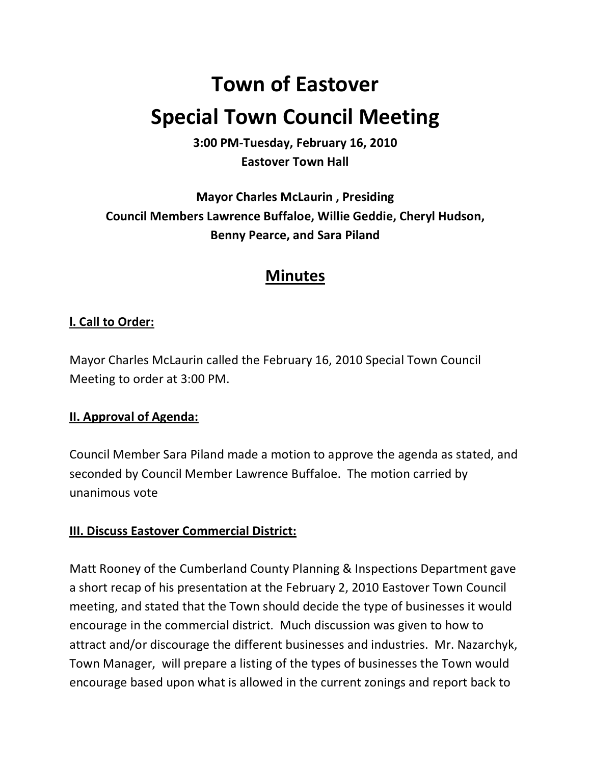# Town of Eastover

# Special Town Council Meeting

**3:00 PM-Tuesday, February 16, 2010**
**Eastover Town Hall**

**Mayor Charles McLaurin , Presiding**
**Council Members Lawrence Buffaloe, Willie Geddie, Cheryl Hudson, Benny Pearce, and Sara Piland**

## Minutes

### I. Call to Order:

Mayor Charles McLaurin called the February 16, 2010 Special Town Council Meeting to order at 3:00 PM.

### II. Approval of Agenda:

Council Member Sara Piland made a motion to approve the agenda as stated, and seconded by Council Member Lawrence Buffaloe. The motion carried by unanimous vote

### III. Discuss Eastover Commercial District:

Matt Rooney of the Cumberland County Planning & Inspections Department gave a short recap of his presentation at the February 2, 2010 Eastover Town Council meeting, and stated that the Town should decide the type of businesses it would encourage in the commercial district. Much discussion was given to how to attract and/or discourage the different businesses and industries. Mr. Nazarchyk, Town Manager, will prepare a listing of the types of businesses the Town would encourage based upon what is allowed in the current zonings and report back to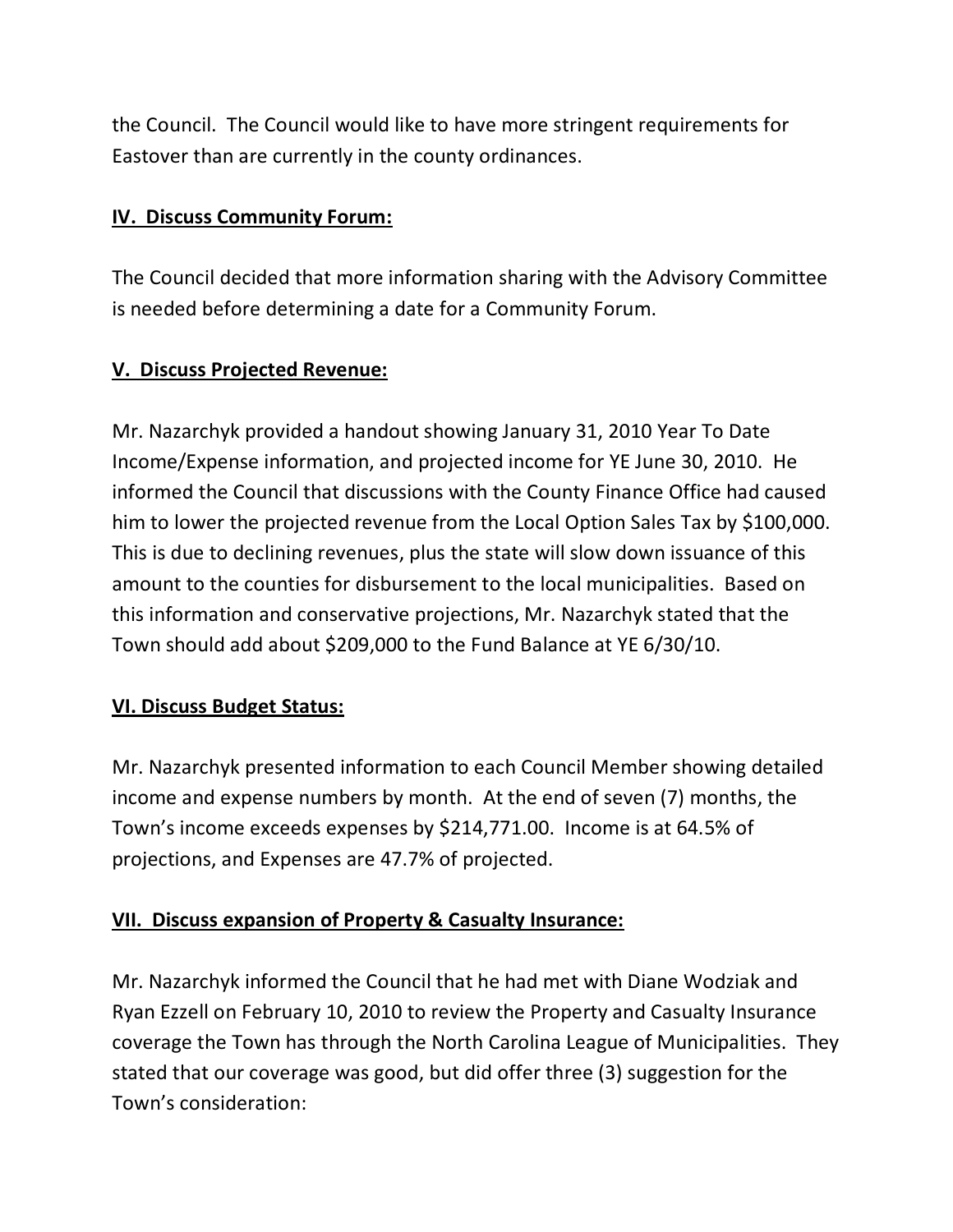the Council. The Council would like to have more stringent requirements for Eastover than are currently in the county ordinances.

## IV. Discuss Community Forum:

The Council decided that more information sharing with the Advisory Committee is needed before determining a date for a Community Forum.

## V. Discuss Projected Revenue:

Mr. Nazarchyk provided a handout showing January 31, 2010 Year To Date Income/Expense information, and projected income for YE June 30, 2010. He informed the Council that discussions with the County Finance Office had caused him to lower the projected revenue from the Local Option Sales Tax by $100,000. This is due to declining revenues, plus the state will slow down issuance of this amount to the counties for disbursement to the local municipalities. Based on this information and conservative projections, Mr. Nazarchyk stated that the Town should add about $209,000 to the Fund Balance at YE 6/30/10.

## VI. Discuss Budget Status:

Mr. Nazarchyk presented information to each Council Member showing detailed income and expense numbers by month. At the end of seven (7) months, the Town's income exceeds expenses by $214,771.00. Income is at 64.5% of projections, and Expenses are 47.7% of projected.

## VII. Discuss expansion of Property & Casualty Insurance:

Mr. Nazarchyk informed the Council that he had met with Diane Wodziak and Ryan Ezzell on February 10, 2010 to review the Property and Casualty Insurance coverage the Town has through the North Carolina League of Municipalities. They stated that our coverage was good, but did offer three (3) suggestion for the Town's consideration: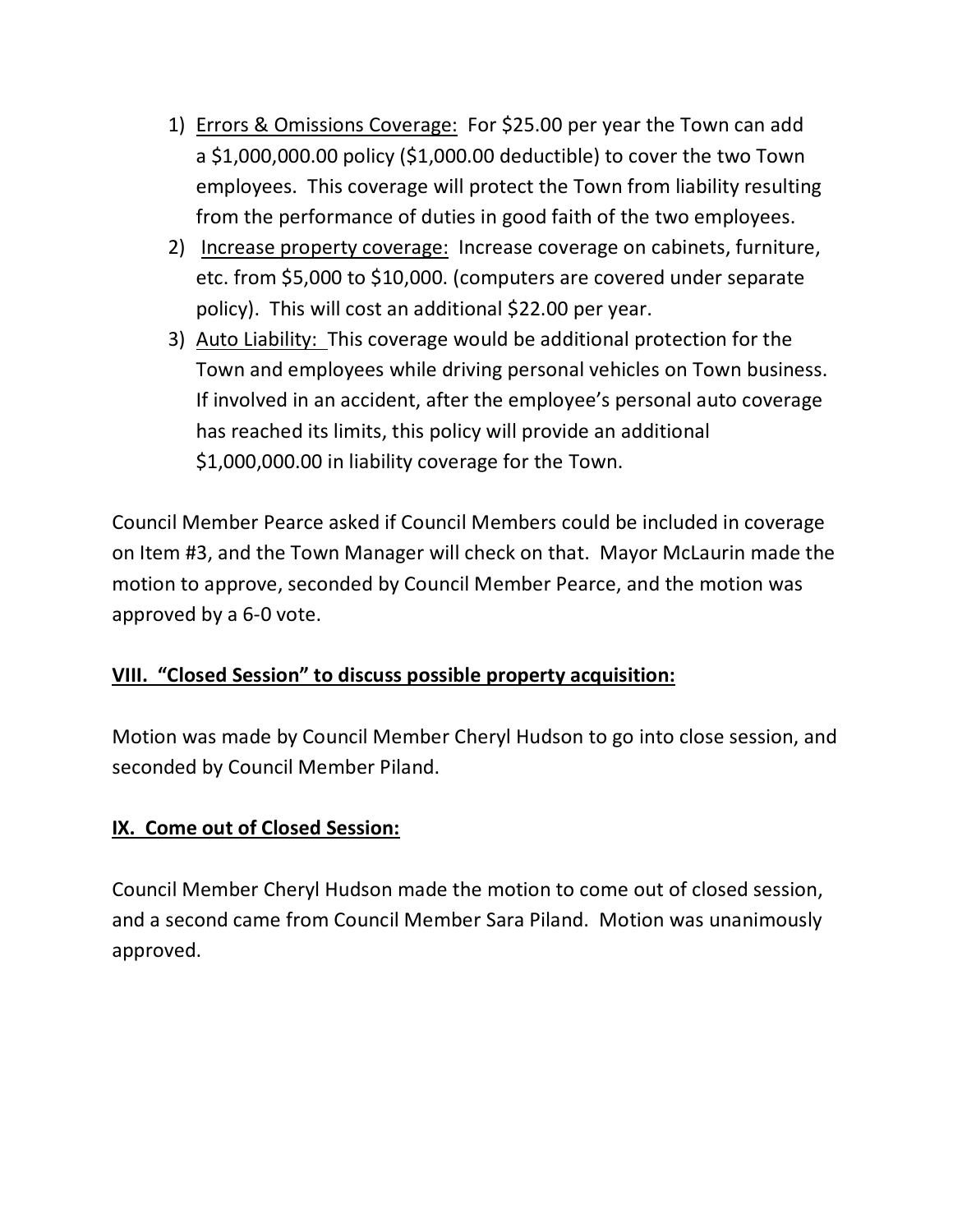1) <u>Errors & Omissions Coverage:</u> For $25.00 per year the Town can add a $1,000,000.00 policy ($1,000.00 deductible) to cover the two Town employees. This coverage will protect the Town from liability resulting from the performance of duties in good faith of the two employees.
2) <u>Increase property coverage:</u> Increase coverage on cabinets, furniture, etc. from $5,000 to $10,000. (computers are covered under separate policy). This will cost an additional $22.00 per year.
3) <u>Auto Liability:</u> This coverage would be additional protection for the Town and employees while driving personal vehicles on Town business. If involved in an accident, after the employee's personal auto coverage has reached its limits, this policy will provide an additional $1,000,000.00 in liability coverage for the Town.

Council Member Pearce asked if Council Members could be included in coverage on Item #3, and the Town Manager will check on that. Mayor McLaurin made the motion to approve, seconded by Council Member Pearce, and the motion was approved by a 6-0 vote.

**<u>VIII. "Closed Session" to discuss possible property acquisition:</u>**

Motion was made by Council Member Cheryl Hudson to go into close session, and seconded by Council Member Piland.

**<u>IX. Come out of Closed Session:</u>**

Council Member Cheryl Hudson made the motion to come out of closed session, and a second came from Council Member Sara Piland. Motion was unanimously approved.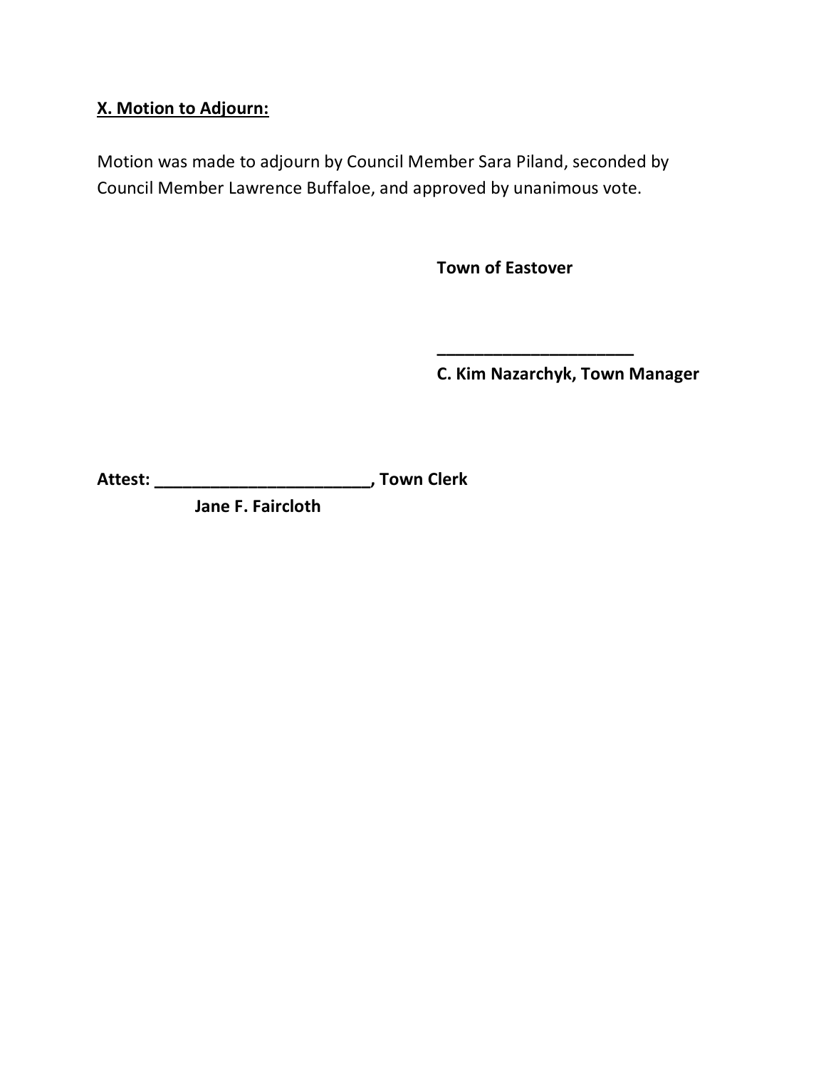**X. Motion to Adjourn:**

Motion was made to adjourn by Council Member Sara Piland, seconded by Council Member Lawrence Buffaloe, and approved by unanimous vote.

**Town of Eastover**

**______________________**
**C. Kim Nazarchyk, Town Manager**

**Attest: ________________________, Town Clerk**
**Jane F. Faircloth**